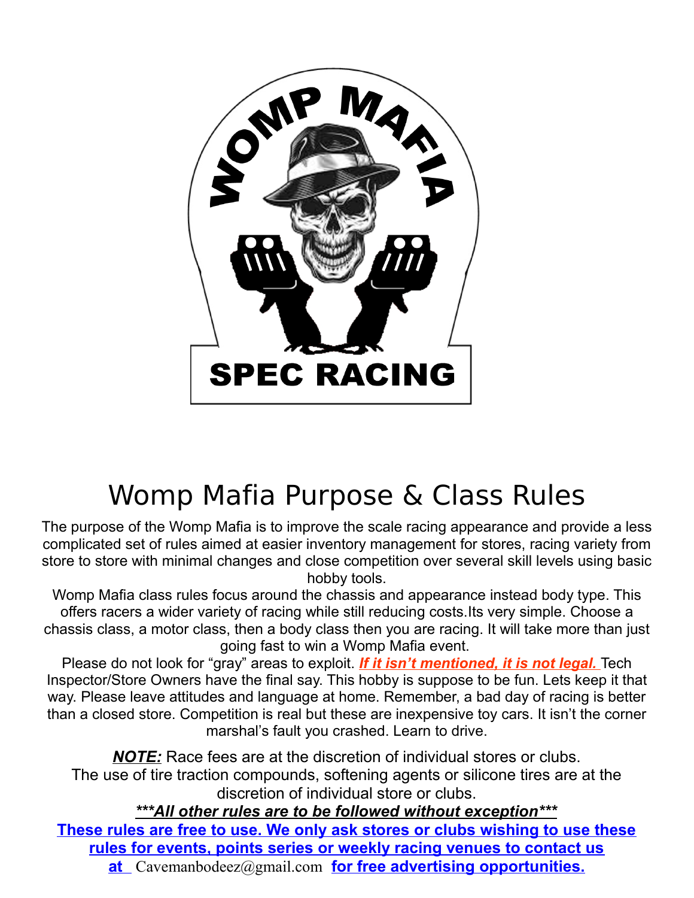# Womp Mafia Purpose & Class Rules

The purpose of the Womp Mafia is to improve the scale racing appearance and provide a less complicated set of rules aimed at easier inventory management for stores, racing variety from store to store with minimal changes and close competition over several skill levels using basic hobby tools.

Womp Mafia class rules focus around the chassis and appearance instead body type. This offers racers a wider variety of racing while still reducing costs.Its very simple. Choose a chassis class, a motor class, then a body class then you are racing. It will take more than just going fast to win a Womp Mafia event.

Please do not look for “gray” areas to exploit. ***If it isn’t mentioned, it is not legal.*** Tech Inspector/Store Owners have the final say. This hobby is suppose to be fun. Lets keep it that way. Please leave attitudes and language at home. Remember, a bad day of racing is better than a closed store. Competition is real but these are inexpensive toy cars. It isn’t the corner marshal’s fault you crashed. Learn to drive.

***NOTE:*** Race fees are at the discretion of individual stores or clubs.
The use of tire traction compounds, softening agents or silicone tires are at the discretion of individual store or clubs.

***\*\*\*All other rules are to be followed without exception\*\*\****

**These rules are free to use. We only ask stores or clubs wishing to use these rules for events, points series or weekly racing venues to contact us at** Cavemanbodeez@gmail.com **for free advertising opportunities.**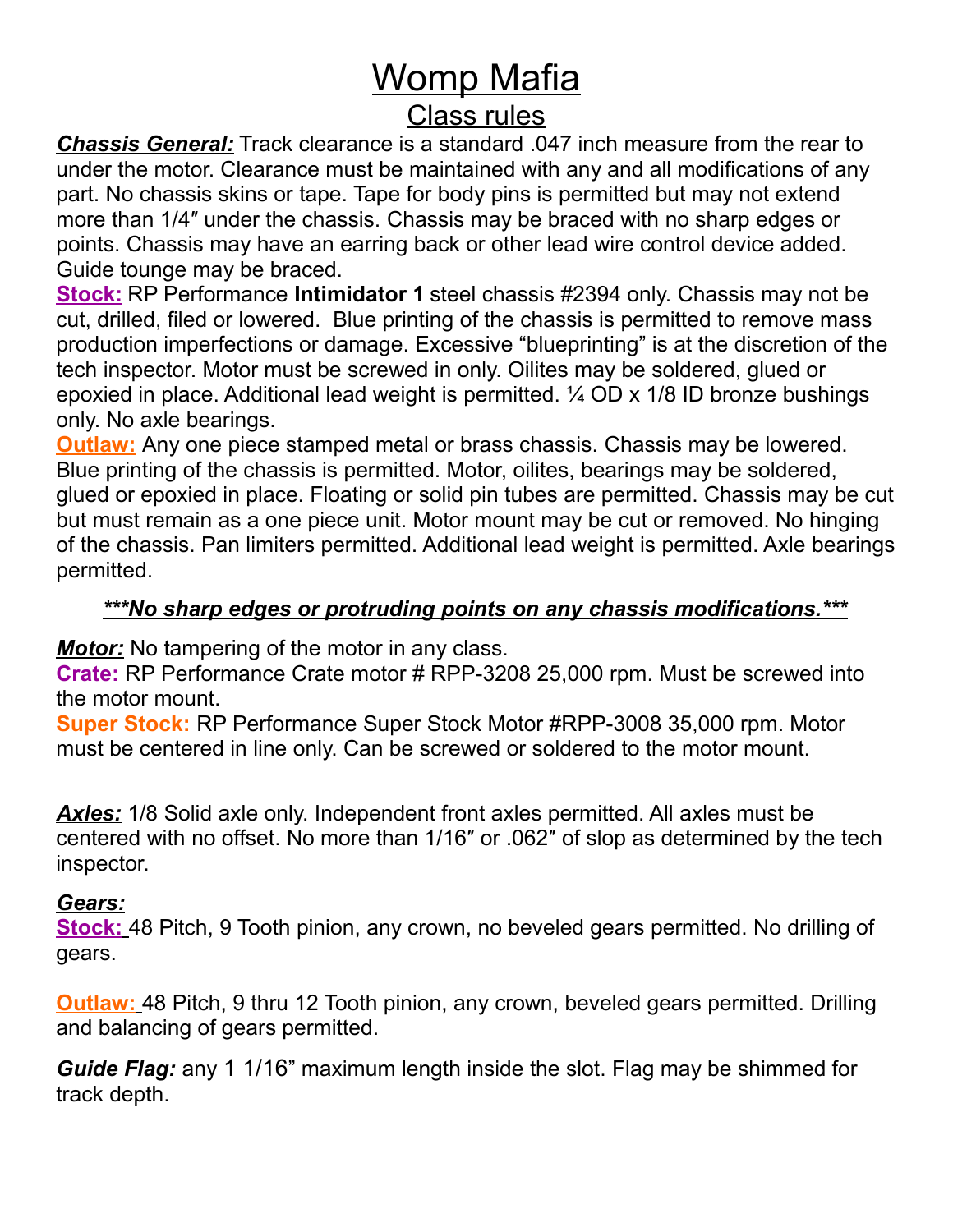# Womp Mafia

## Class rules

***Chassis General:*** Track clearance is a standard .047 inch measure from the rear to under the motor. Clearance must be maintained with any and all modifications of any part. No chassis skins or tape. Tape for body pins is permitted but may not extend more than 1/4″ under the chassis. Chassis may be braced with no sharp edges or points. Chassis may have an earring back or other lead wire control device added. Guide tounge may be braced.

**Stock:** RP Performance **Intimidator 1** steel chassis #2394 only. Chassis may not be cut, drilled, filed or lowered. Blue printing of the chassis is permitted to remove mass production imperfections or damage. Excessive "blueprinting" is at the discretion of the tech inspector. Motor must be screwed in only. Oilites may be soldered, glued or epoxied in place. Additional lead weight is permitted. ¼ OD x 1/8 ID bronze bushings only. No axle bearings.

**Outlaw:** Any one piece stamped metal or brass chassis. Chassis may be lowered. Blue printing of the chassis is permitted. Motor, oilites, bearings may be soldered, glued or epoxied in place. Floating or solid pin tubes are permitted. Chassis may be cut but must remain as a one piece unit. Motor mount may be cut or removed. No hinging of the chassis. Pan limiters permitted. Additional lead weight is permitted. Axle bearings permitted.

***\*\*\*No sharp edges or protruding points on any chassis modifications.\*\*\****

***Motor:*** No tampering of the motor in any class.

**Crate:** RP Performance Crate motor # RPP-3208 25,000 rpm. Must be screwed into the motor mount.

**Super Stock:** RP Performance Super Stock Motor #RPP-3008 35,000 rpm. Motor must be centered in line only. Can be screwed or soldered to the motor mount.

***Axles:*** 1/8 Solid axle only. Independent front axles permitted. All axles must be centered with no offset. No more than 1/16″ or .062″ of slop as determined by the tech inspector.

***Gears:***

**Stock:** 48 Pitch, 9 Tooth pinion, any crown, no beveled gears permitted. No drilling of gears.

**Outlaw:** 48 Pitch, 9 thru 12 Tooth pinion, any crown, beveled gears permitted. Drilling and balancing of gears permitted.

***Guide Flag:*** any 1 1/16" maximum length inside the slot. Flag may be shimmed for track depth.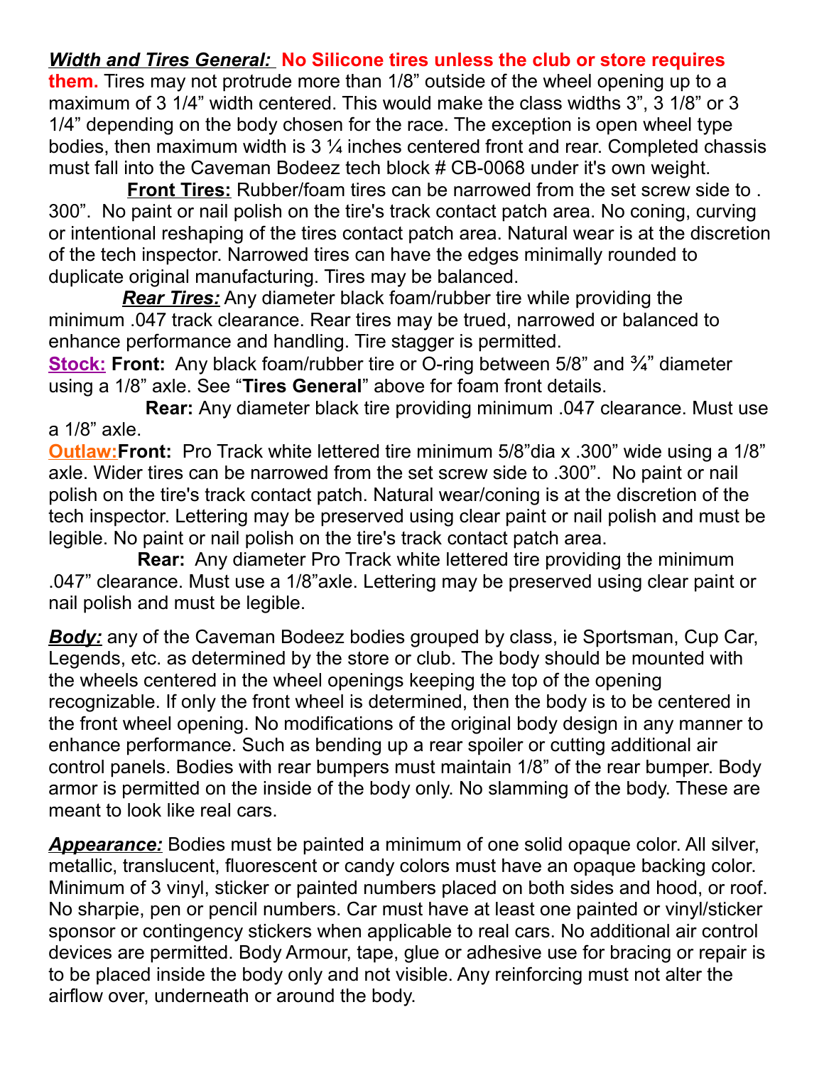***Width and Tires General:*** **No Silicone tires unless the club or store requires them.** Tires may not protrude more than 1/8" outside of the wheel opening up to a maximum of 3 1/4" width centered. This would make the class widths 3", 3 1/8" or 3 1/4" depending on the body chosen for the race. The exception is open wheel type bodies, then maximum width is 3 ¼ inches centered front and rear. Completed chassis must fall into the Caveman Bodeez tech block # CB-0068 under it's own weight.

**Front Tires:** Rubber/foam tires can be narrowed from the set screw side to .300". No paint or nail polish on the tire's track contact patch area. No coning, curving or intentional reshaping of the tires contact patch area. Natural wear is at the discretion of the tech inspector. Narrowed tires can have the edges minimally rounded to duplicate original manufacturing. Tires may be balanced.

***Rear Tires:*** Any diameter black foam/rubber tire while providing the minimum .047 track clearance. Rear tires may be trued, narrowed or balanced to enhance performance and handling. Tire stagger is permitted.

**Stock:** **Front:** Any black foam/rubber tire or O-ring between 5/8" and ¾" diameter using a 1/8" axle. See "**Tires General**" above for foam front details.

**Rear:** Any diameter black tire providing minimum .047 clearance. Must use a 1/8" axle.

**Outlaw:** **Front:** Pro Track white lettered tire minimum 5/8"dia x .300" wide using a 1/8" axle. Wider tires can be narrowed from the set screw side to .300". No paint or nail polish on the tire's track contact patch. Natural wear/coning is at the discretion of the tech inspector. Lettering may be preserved using clear paint or nail polish and must be legible. No paint or nail polish on the tire's track contact patch area.

**Rear:** Any diameter Pro Track white lettered tire providing the minimum .047" clearance. Must use a 1/8"axle. Lettering may be preserved using clear paint or nail polish and must be legible.

***Body:*** any of the Caveman Bodeez bodies grouped by class, ie Sportsman, Cup Car, Legends, etc. as determined by the store or club. The body should be mounted with the wheels centered in the wheel openings keeping the top of the opening recognizable. If only the front wheel is determined, then the body is to be centered in the front wheel opening. No modifications of the original body design in any manner to enhance performance. Such as bending up a rear spoiler or cutting additional air control panels. Bodies with rear bumpers must maintain 1/8" of the rear bumper. Body armor is permitted on the inside of the body only. No slamming of the body. These are meant to look like real cars.

***Appearance:*** Bodies must be painted a minimum of one solid opaque color. All silver, metallic, translucent, fluorescent or candy colors must have an opaque backing color. Minimum of 3 vinyl, sticker or painted numbers placed on both sides and hood, or roof. No sharpie, pen or pencil numbers. Car must have at least one painted or vinyl/sticker sponsor or contingency stickers when applicable to real cars. No additional air control devices are permitted. Body Armour, tape, glue or adhesive use for bracing or repair is to be placed inside the body only and not visible. Any reinforcing must not alter the airflow over, underneath or around the body.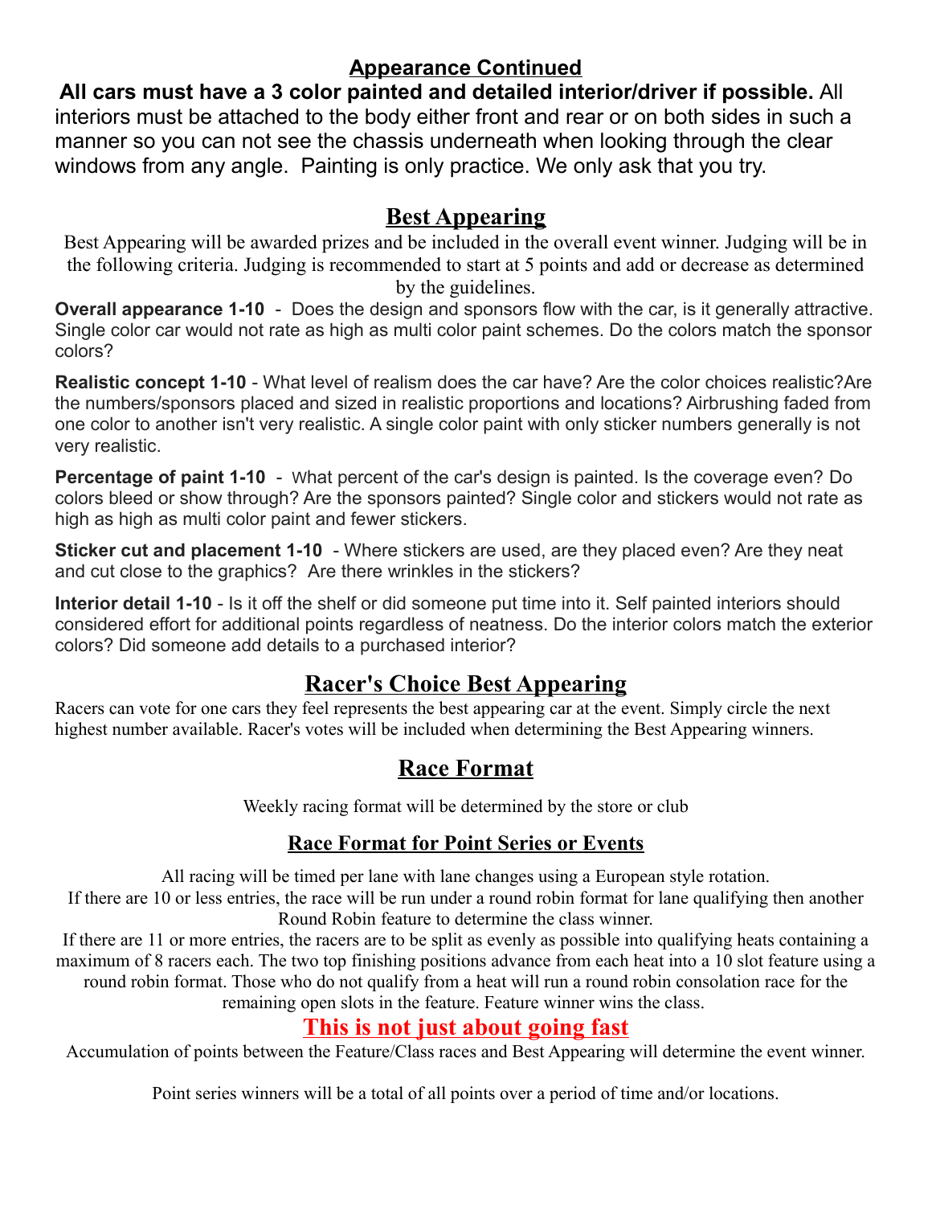## Appearance Continued

**All cars must have a 3 color painted and detailed interior/driver if possible.** All interiors must be attached to the body either front and rear or on both sides in such a manner so you can not see the chassis underneath when looking through the clear windows from any angle. Painting is only practice. We only ask that you try.

## Best Appearing

Best Appearing will be awarded prizes and be included in the overall event winner. Judging will be in the following criteria. Judging is recommended to start at 5 points and add or decrease as determined by the guidelines.

**Overall appearance 1-10** - Does the design and sponsors flow with the car, is it generally attractive. Single color car would not rate as high as multi color paint schemes. Do the colors match the sponsor colors?

**Realistic concept 1-10** - What level of realism does the car have? Are the color choices realistic?Are the numbers/sponsors placed and sized in realistic proportions and locations? Airbrushing faded from one color to another isn't very realistic. A single color paint with only sticker numbers generally is not very realistic.

**Percentage of paint 1-10** - What percent of the car's design is painted. Is the coverage even? Do colors bleed or show through? Are the sponsors painted? Single color and stickers would not rate as high as high as multi color paint and fewer stickers.

**Sticker cut and placement 1-10** - Where stickers are used, are they placed even? Are they neat and cut close to the graphics? Are there wrinkles in the stickers?

**Interior detail 1-10** - Is it off the shelf or did someone put time into it. Self painted interiors should considered effort for additional points regardless of neatness. Do the interior colors match the exterior colors? Did someone add details to a purchased interior?

## Racer's Choice Best Appearing

Racers can vote for one cars they feel represents the best appearing car at the event. Simply circle the next highest number available. Racer's votes will be included when determining the Best Appearing winners.

## Race Format

Weekly racing format will be determined by the store or club

### Race Format for Point Series or Events

All racing will be timed per lane with lane changes using a European style rotation.

If there are 10 or less entries, the race will be run under a round robin format for lane qualifying then another Round Robin feature to determine the class winner.

If there are 11 or more entries, the racers are to be split as evenly as possible into qualifying heats containing a maximum of 8 racers each. The two top finishing positions advance from each heat into a 10 slot feature using a round robin format. Those who do not qualify from a heat will run a round robin consolation race for the remaining open slots in the feature. Feature winner wins the class.

## This is not just about going fast

Accumulation of points between the Feature/Class races and Best Appearing will determine the event winner.

Point series winners will be a total of all points over a period of time and/or locations.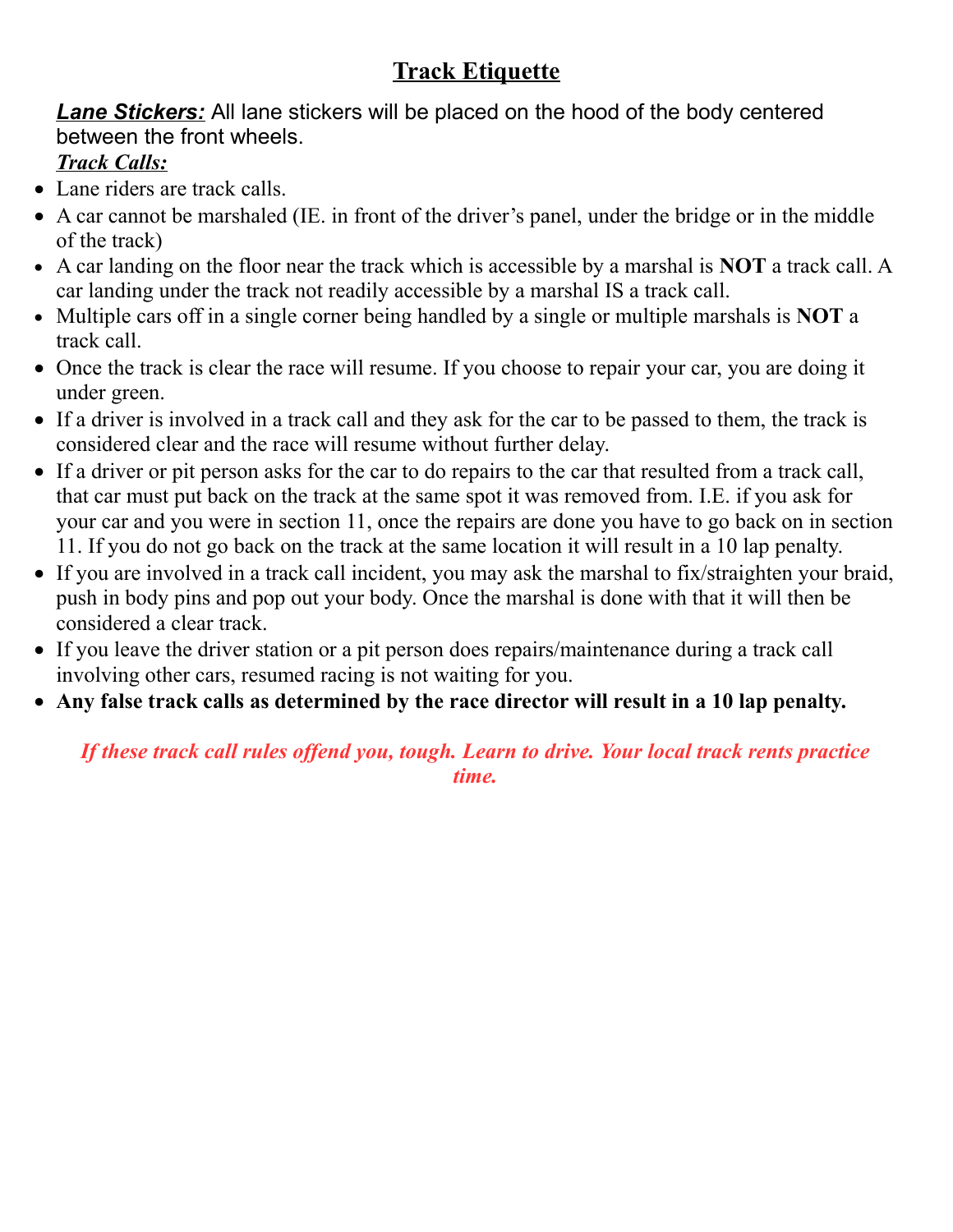# Track Etiquette

***Lane Stickers:*** All lane stickers will be placed on the hood of the body centered between the front wheels.

***Track Calls:***

- Lane riders are track calls.
- A car cannot be marshaled (IE. in front of the driver's panel, under the bridge or in the middle of the track)
- A car landing on the floor near the track which is accessible by a marshal is **NOT** a track call. A car landing under the track not readily accessible by a marshal IS a track call.
- Multiple cars off in a single corner being handled by a single or multiple marshals is **NOT** a track call.
- Once the track is clear the race will resume. If you choose to repair your car, you are doing it under green.
- If a driver is involved in a track call and they ask for the car to be passed to them, the track is considered clear and the race will resume without further delay.
- If a driver or pit person asks for the car to do repairs to the car that resulted from a track call, that car must put back on the track at the same spot it was removed from. I.E. if you ask for your car and you were in section 11, once the repairs are done you have to go back on in section 11. If you do not go back on the track at the same location it will result in a 10 lap penalty.
- If you are involved in a track call incident, you may ask the marshal to fix/straighten your braid, push in body pins and pop out your body. Once the marshal is done with that it will then be considered a clear track.
- If you leave the driver station or a pit person does repairs/maintenance during a track call involving other cars, resumed racing is not waiting for you.
- **Any false track calls as determined by the race director will result in a 10 lap penalty.**

***If these track call rules offend you, tough. Learn to drive. Your local track rents practice time.***